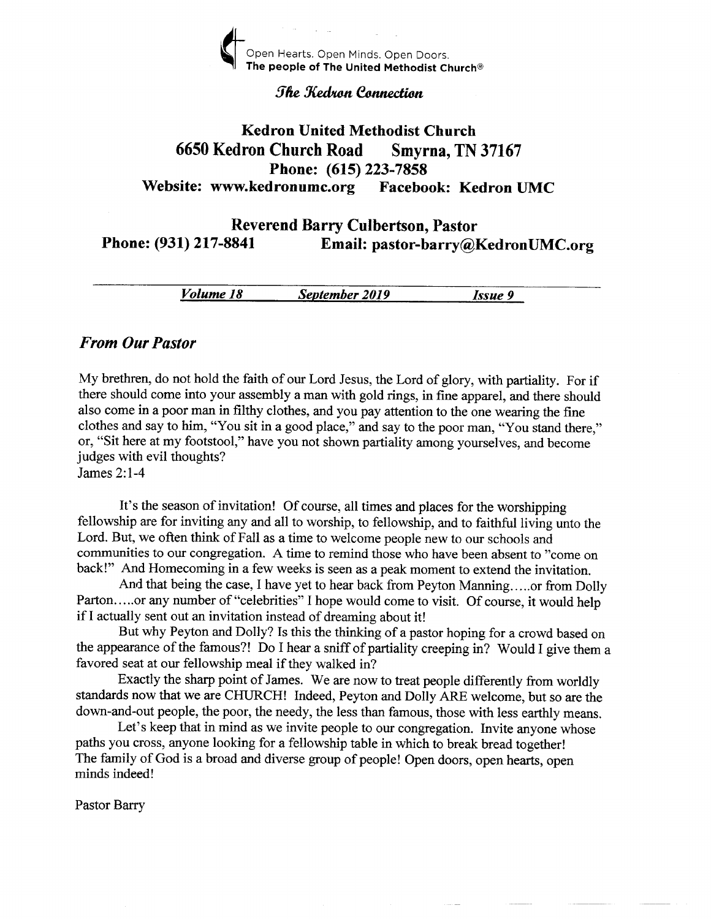Open Hearts. Open Minds. Open Doors.
**The people of The United Methodist Church®**

*The Kedron Connection*

# Kedron United Methodist Church

**6650 Kedron Church Road Smyrna, TN 37167**
**Phone: (615) 223-7858**
**Website: www.kedronumc.org Facebook: Kedron UMC**

**Reverend Barry Culbertson, Pastor**
**Phone: (931) 217-8841 Email: pastor-barry@KedronUMC.org**

***Volume 18*** ***September 2019*** ***Issue 9***

## *From Our Pastor*

My brethren, do not hold the faith of our Lord Jesus, the Lord of glory, with partiality. For if there should come into your assembly a man with gold rings, in fine apparel, and there should also come in a poor man in filthy clothes, and you pay attention to the one wearing the fine clothes and say to him, "You sit in a good place," and say to the poor man, "You stand there," or, "Sit here at my footstool," have you not shown partiality among yourselves, and become judges with evil thoughts?
James 2:1-4

It's the season of invitation! Of course, all times and places for the worshipping fellowship are for inviting any and all to worship, to fellowship, and to faithful living unto the Lord. But, we often think of Fall as a time to welcome people new to our schools and communities to our congregation. A time to remind those who have been absent to "come on back!" And Homecoming in a few weeks is seen as a peak moment to extend the invitation.

And that being the case, I have yet to hear back from Peyton Manning.....or from Dolly Parton.....or any number of "celebrities" I hope would come to visit. Of course, it would help if I actually sent out an invitation instead of dreaming about it!

But why Peyton and Dolly? Is this the thinking of a pastor hoping for a crowd based on the appearance of the famous?! Do I hear a sniff of partiality creeping in? Would I give them a favored seat at our fellowship meal if they walked in?

Exactly the sharp point of James. We are now to treat people differently from worldly standards now that we are CHURCH! Indeed, Peyton and Dolly ARE welcome, but so are the down-and-out people, the poor, the needy, the less than famous, those with less earthly means.

Let's keep that in mind as we invite people to our congregation. Invite anyone whose paths you cross, anyone looking for a fellowship table in which to break bread together! The family of God is a broad and diverse group of people! Open doors, open hearts, open minds indeed!

Pastor Barry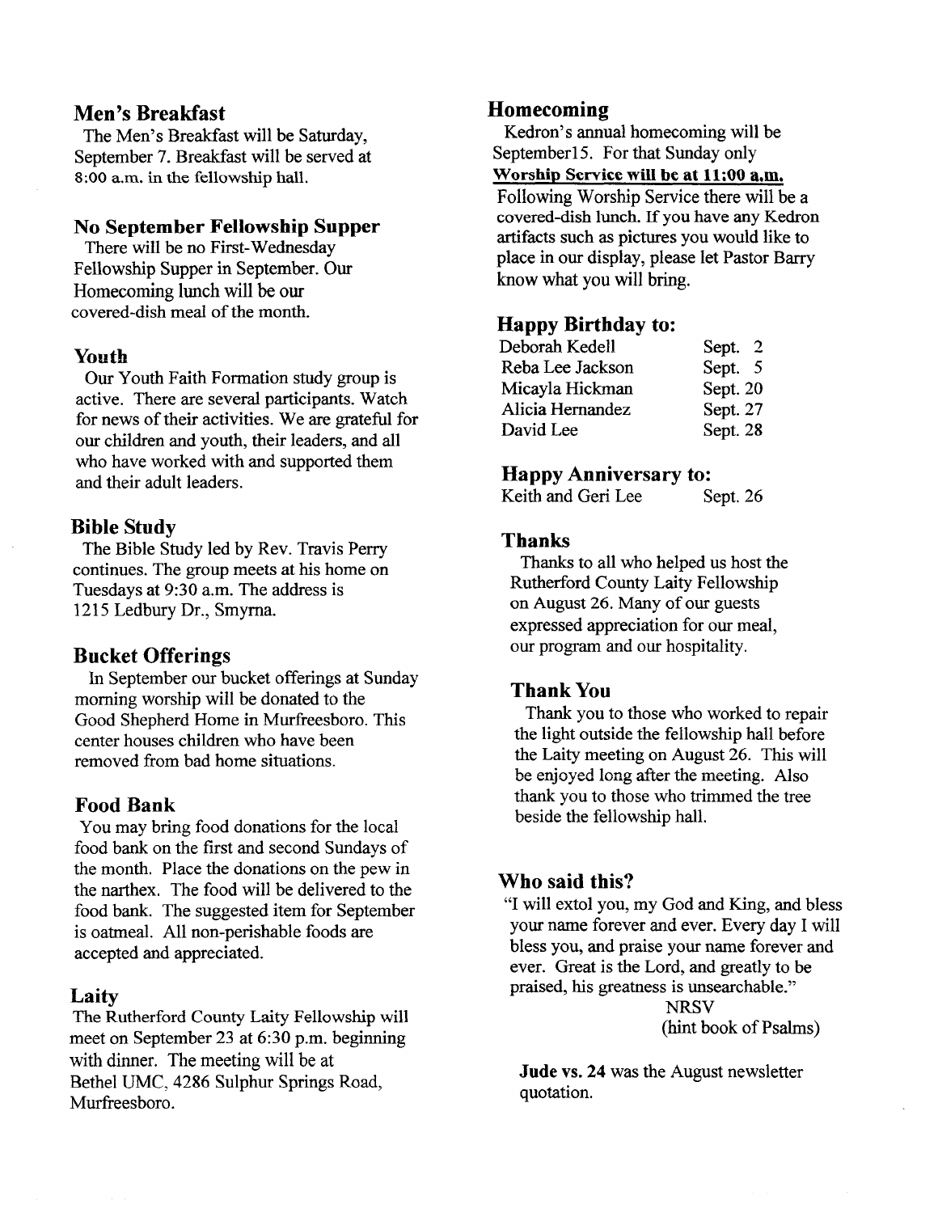## Men's Breakfast

The Men's Breakfast will be Saturday, September 7. Breakfast will be served at 8:00 a.m. in the fellowship hall.

## No September Fellowship Supper

There will be no First-Wednesday Fellowship Supper in September. Our Homecoming lunch will be our covered-dish meal of the month.

## Youth

Our Youth Faith Formation study group is active. There are several participants. Watch for news of their activities. We are grateful for our children and youth, their leaders, and all who have worked with and supported them and their adult leaders.

## Bible Study

The Bible Study led by Rev. Travis Perry continues. The group meets at his home on Tuesdays at 9:30 a.m. The address is 1215 Ledbury Dr., Smyrna.

## Bucket Offerings

In September our bucket offerings at Sunday morning worship will be donated to the Good Shepherd Home in Murfreesboro. This center houses children who have been removed from bad home situations.

## Food Bank

You may bring food donations for the local food bank on the first and second Sundays of the month. Place the donations on the pew in the narthex. The food will be delivered to the food bank. The suggested item for September is oatmeal. All non-perishable foods are accepted and appreciated.

## Laity

The Rutherford County Laity Fellowship will meet on September 23 at 6:30 p.m. beginning with dinner. The meeting will be at Bethel UMC, 4286 Sulphur Springs Road, Murfreesboro.

## Homecoming

Kedron's annual homecoming will be September15. For that Sunday only **Worship Service will be at 11:00 a.m.** Following Worship Service there will be a covered-dish lunch. If you have any Kedron artifacts such as pictures you would like to place in our display, please let Pastor Barry know what you will bring.

## Happy Birthday to:

| | |
|---|---|
| Deborah Kedell | Sept. 2 |
| Reba Lee Jackson | Sept. 5 |
| Micayla Hickman | Sept. 20 |
| Alicia Hernandez | Sept. 27 |
| David Lee | Sept. 28 |

## Happy Anniversary to:

Keith and Geri Lee Sept. 26

## Thanks

Thanks to all who helped us host the Rutherford County Laity Fellowship on August 26. Many of our guests expressed appreciation for our meal, our program and our hospitality.

## Thank You

Thank you to those who worked to repair the light outside the fellowship hall before the Laity meeting on August 26. This will be enjoyed long after the meeting. Also thank you to those who trimmed the tree beside the fellowship hall.

## Who said this?

"I will extol you, my God and King, and bless your name forever and ever. Every day I will bless you, and praise your name forever and ever. Great is the Lord, and greatly to be praised, his greatness is unsearchable."

NRSV
(hint book of Psalms)

**Jude vs. 24** was the August newsletter quotation.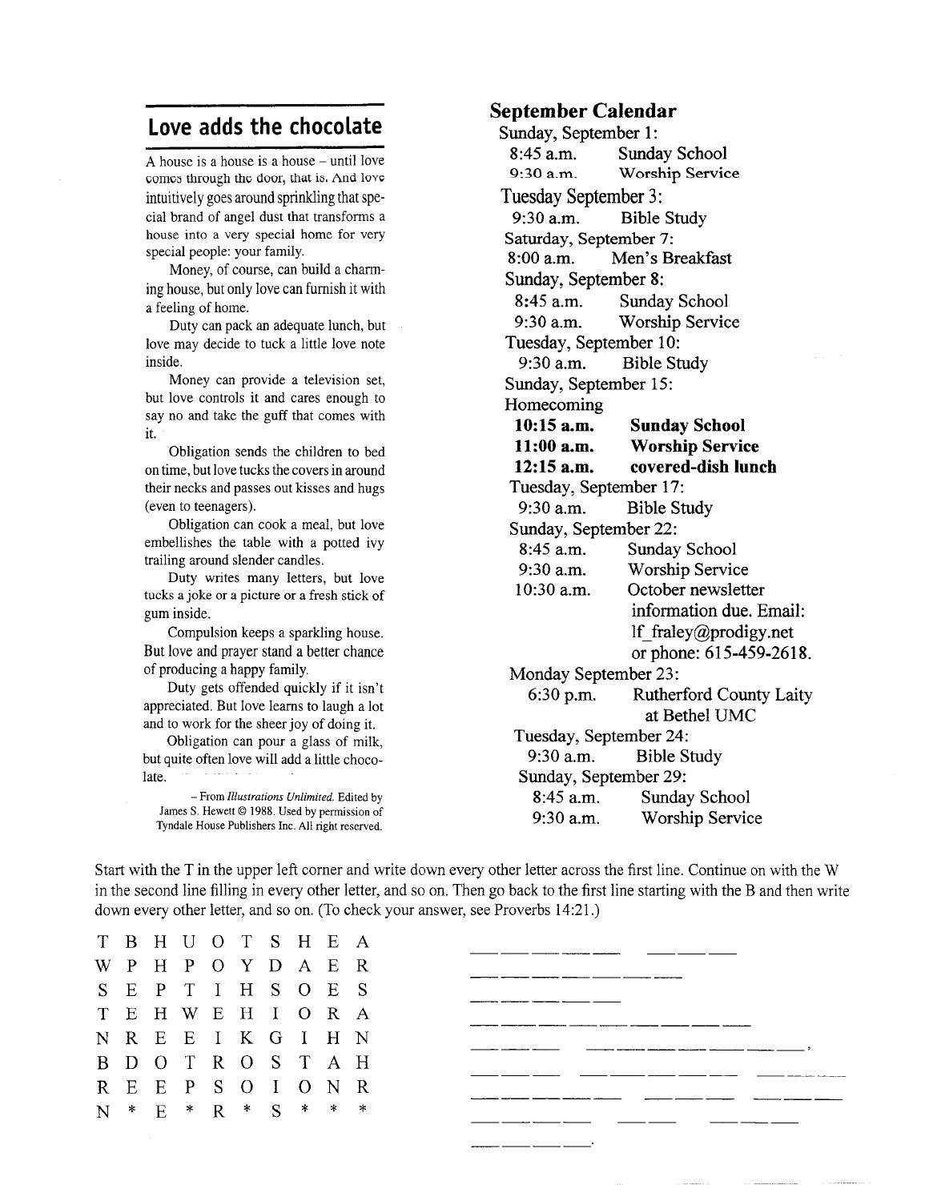## Love adds the chocolate

A house is a house is a house – until love comes through the door, that is. And love intuitively goes around sprinkling that special brand of angel dust that transforms a house into a very special home for very special people: your family.

Money, of course, can build a charming house, but only love can furnish it with a feeling of home.

Duty can pack an adequate lunch, but love may decide to tuck a little love note inside.

Money can provide a television set, but love controls it and cares enough to say no and take the guff that comes with it.

Obligation sends the children to bed on time, but love tucks the covers in around their necks and passes out kisses and hugs (even to teenagers).

Obligation can cook a meal, but love embellishes the table with a potted ivy trailing around slender candles.

Duty writes many letters, but love tucks a joke or a picture or a fresh stick of gum inside.

Compulsion keeps a sparkling house. But love and prayer stand a better chance of producing a happy family.

Duty gets offended quickly if it isn't appreciated. But love learns to laugh a lot and to work for the sheer joy of doing it.

Obligation can pour a glass of milk, but quite often love will add a little chocolate.

– From *Illustrations Unlimited.* Edited by James S. Hewett © 1988. Used by permission of Tyndale House Publishers Inc. All right reserved.

## September Calendar

Sunday, September 1:
- 8:45 a.m. Sunday School
- 9:30 a.m. Worship Service

Tuesday September 3:
- 9:30 a.m. Bible Study

Saturday, September 7:
- 8:00 a.m. Men's Breakfast

Sunday, September 8:
- 8:45 a.m. Sunday School
- 9:30 a.m. Worship Service

Tuesday, September 10:
- 9:30 a.m. Bible Study

Sunday, September 15:
Homecoming
- **10:15 a.m. Sunday School**
- **11:00 a.m. Worship Service**
- **12:15 a.m. covered-dish lunch**

Tuesday, September 17:
- 9:30 a.m. Bible Study

Sunday, September 22:
- 8:45 a.m. Sunday School
- 9:30 a.m. Worship Service
- 10:30 a.m. October newsletter information due. Email: lf_fraley@prodigy.net or phone: 615-459-2618.

Monday September 23:
- 6:30 p.m. Rutherford County Laity at Bethel UMC

Tuesday, September 24:
- 9:30 a.m. Bible Study

Sunday, September 29:
- 8:45 a.m. Sunday School
- 9:30 a.m. Worship Service

Start with the T in the upper left corner and write down every other letter across the first line. Continue on with the W in the second line filling in every other letter, and so on. Then go back to the first line starting with the B and then write down every other letter, and so on. (To check your answer, see Proverbs 14:21.)

```
T B H U O T S H E A
W P H P O Y D A E R
S E P T I H S O E S
T E H W E H I O R A
N R E E I K G I H N
B D O T R O S T A H
R E E P S O I O N R
N * E * R * S * * *
```

```
_ _ _ _ _   _ _ _
_ _ _ _ _ _ _
_ _ _ _ _
_ _ _ _ _ _ _ _ _
_ _ _   _ _ _ _ _ _ _ _,
_ _ _   _ _ _ _ _ _   _ _ _
_ _ _ _ _   _ _ _ _   _ _ _ _
_ _ _ _ _   _ _   _ _ _
_ _ _ _.
```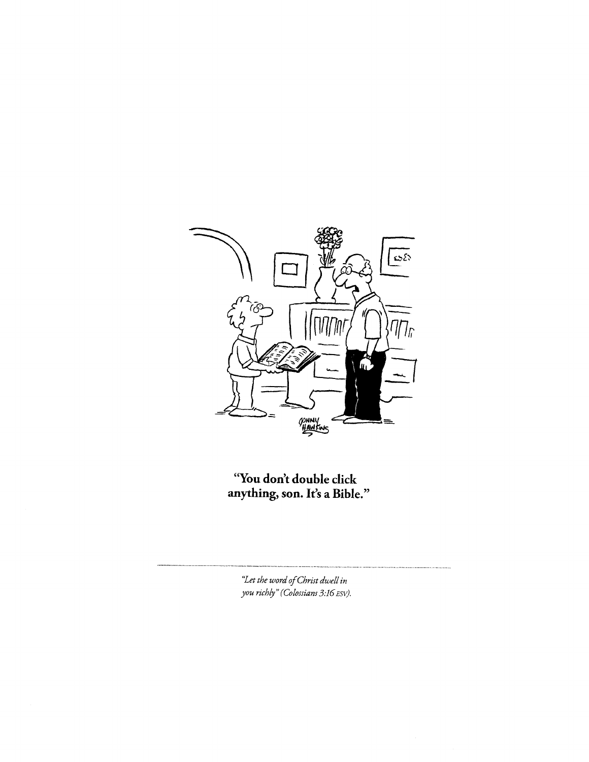**"You don't double click anything, son. It's a Bible."**

---

*"Let the word of Christ dwell in you richly" (Colossians 3:16 ESV).*